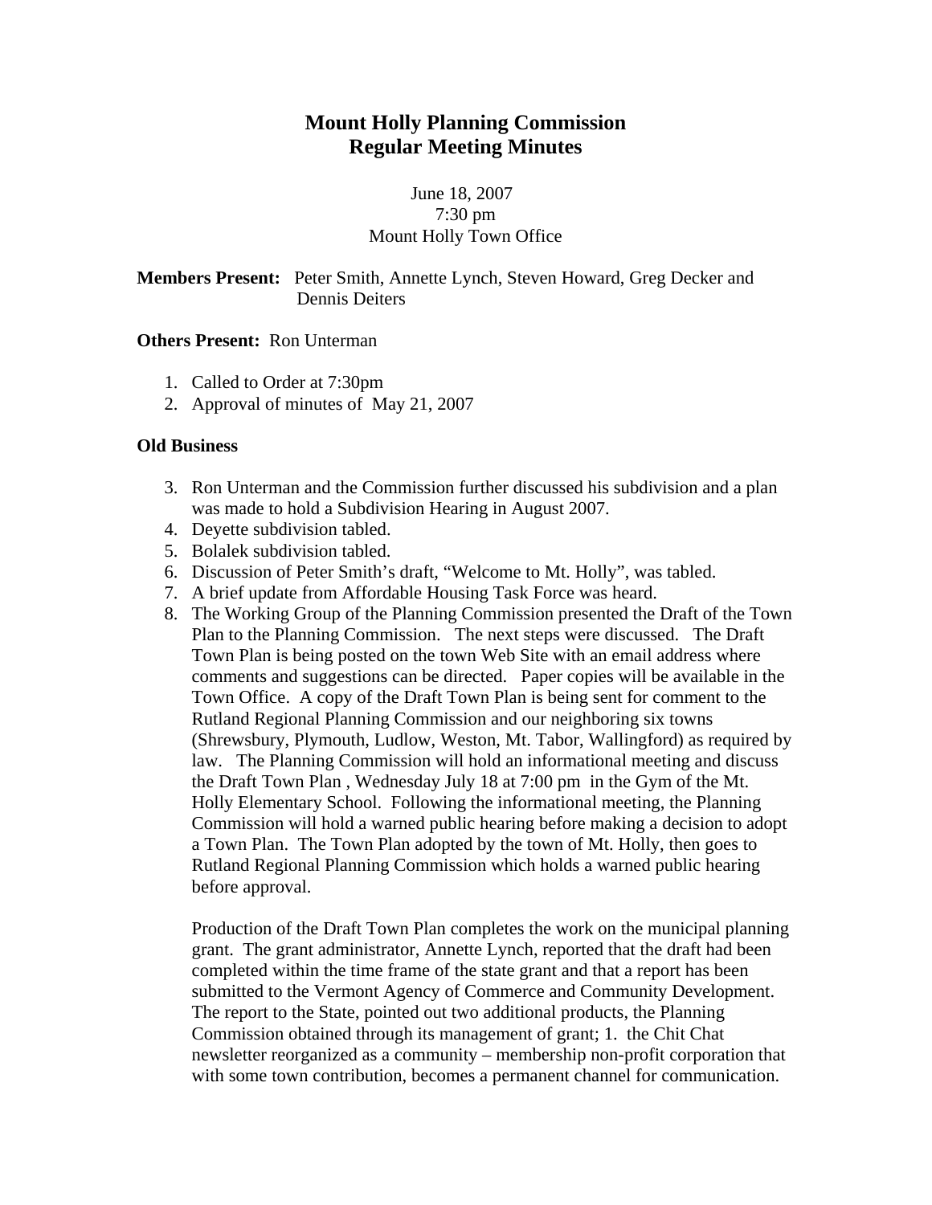# Mount Holly Planning Commission
# Regular Meeting Minutes

June 18, 2007
7:30 pm
Mount Holly Town Office

**Members Present:** Peter Smith, Annette Lynch, Steven Howard, Greg Decker and Dennis Deiters

**Others Present:** Ron Unterman

1. Called to Order at 7:30pm
2. Approval of minutes of May 21, 2007

**Old Business**

3. Ron Unterman and the Commission further discussed his subdivision and a plan was made to hold a Subdivision Hearing in August 2007.
4. Deyette subdivision tabled.
5. Bolalek subdivision tabled.
6. Discussion of Peter Smith's draft, "Welcome to Mt. Holly", was tabled.
7. A brief update from Affordable Housing Task Force was heard.
8. The Working Group of the Planning Commission presented the Draft of the Town Plan to the Planning Commission. The next steps were discussed. The Draft Town Plan is being posted on the town Web Site with an email address where comments and suggestions can be directed. Paper copies will be available in the Town Office. A copy of the Draft Town Plan is being sent for comment to the Rutland Regional Planning Commission and our neighboring six towns (Shrewsbury, Plymouth, Ludlow, Weston, Mt. Tabor, Wallingford) as required by law. The Planning Commission will hold an informational meeting and discuss the Draft Town Plan , Wednesday July 18 at 7:00 pm in the Gym of the Mt. Holly Elementary School. Following the informational meeting, the Planning Commission will hold a warned public hearing before making a decision to adopt a Town Plan. The Town Plan adopted by the town of Mt. Holly, then goes to Rutland Regional Planning Commission which holds a warned public hearing before approval.

   Production of the Draft Town Plan completes the work on the municipal planning grant. The grant administrator, Annette Lynch, reported that the draft had been completed within the time frame of the state grant and that a report has been submitted to the Vermont Agency of Commerce and Community Development. The report to the State, pointed out two additional products, the Planning Commission obtained through its management of grant; 1. the Chit Chat newsletter reorganized as a community – membership non-profit corporation that with some town contribution, becomes a permanent channel for communication.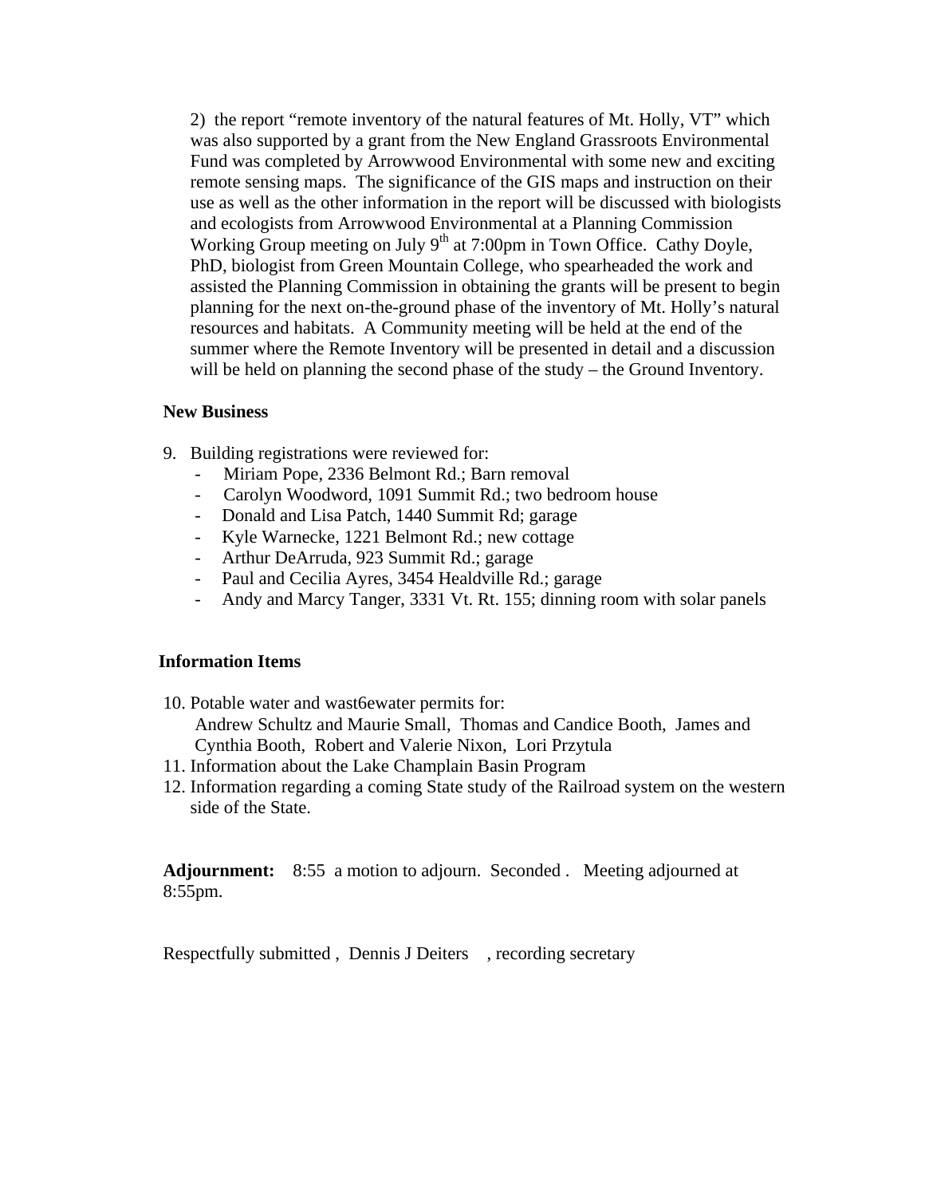2) the report "remote inventory of the natural features of Mt. Holly, VT" which was also supported by a grant from the New England Grassroots Environmental Fund was completed by Arrowwood Environmental with some new and exciting remote sensing maps. The significance of the GIS maps and instruction on their use as well as the other information in the report will be discussed with biologists and ecologists from Arrowwood Environmental at a Planning Commission Working Group meeting on July 9th at 7:00pm in Town Office. Cathy Doyle, PhD, biologist from Green Mountain College, who spearheaded the work and assisted the Planning Commission in obtaining the grants will be present to begin planning for the next on-the-ground phase of the inventory of Mt. Holly's natural resources and habitats. A Community meeting will be held at the end of the summer where the Remote Inventory will be presented in detail and a discussion will be held on planning the second phase of the study – the Ground Inventory.

**New Business**

9. Building registrations were reviewed for:
   - Miriam Pope, 2336 Belmont Rd.; Barn removal
   - Carolyn Woodword, 1091 Summit Rd.; two bedroom house
   - Donald and Lisa Patch, 1440 Summit Rd; garage
   - Kyle Warnecke, 1221 Belmont Rd.; new cottage
   - Arthur DeArruda, 923 Summit Rd.; garage
   - Paul and Cecilia Ayres, 3454 Healdville Rd.; garage
   - Andy and Marcy Tanger, 3331 Vt. Rt. 155; dinning room with solar panels

**Information Items**

10. Potable water and wast6ewater permits for:
    Andrew Schultz and Maurie Small, Thomas and Candice Booth, James and Cynthia Booth, Robert and Valerie Nixon, Lori Przytula
11. Information about the Lake Champlain Basin Program
12. Information regarding a coming State study of the Railroad system on the western side of the State.

**Adjournment:** 8:55 a motion to adjourn. Seconded . Meeting adjourned at 8:55pm.

Respectfully submitted , Dennis J Deiters , recording secretary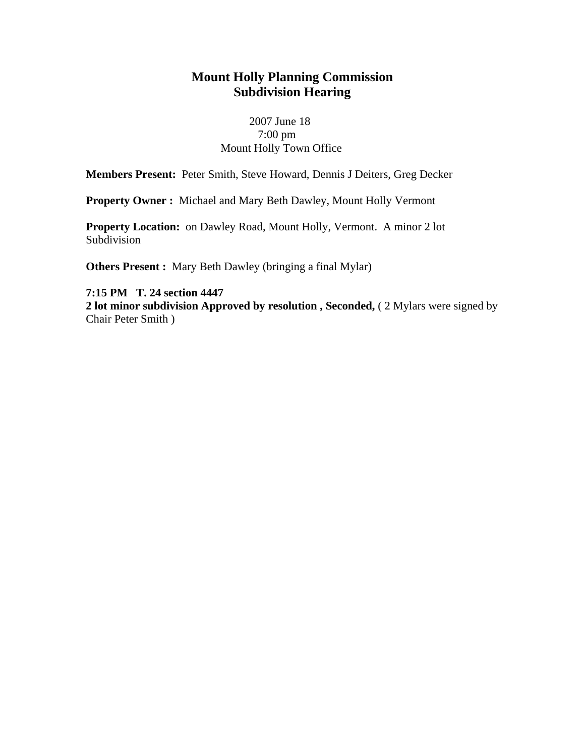# Mount Holly Planning Commission
# Subdivision Hearing

2007 June 18
7:00 pm
Mount Holly Town Office

**Members Present:** Peter Smith, Steve Howard, Dennis J Deiters, Greg Decker

**Property Owner :** Michael and Mary Beth Dawley, Mount Holly Vermont

**Property Location:** on Dawley Road, Mount Holly, Vermont. A minor 2 lot Subdivision

**Others Present :** Mary Beth Dawley (bringing a final Mylar)

**7:15 PM T. 24 section 4447**
**2 lot minor subdivision Approved by resolution , Seconded,** ( 2 Mylars were signed by Chair Peter Smith )